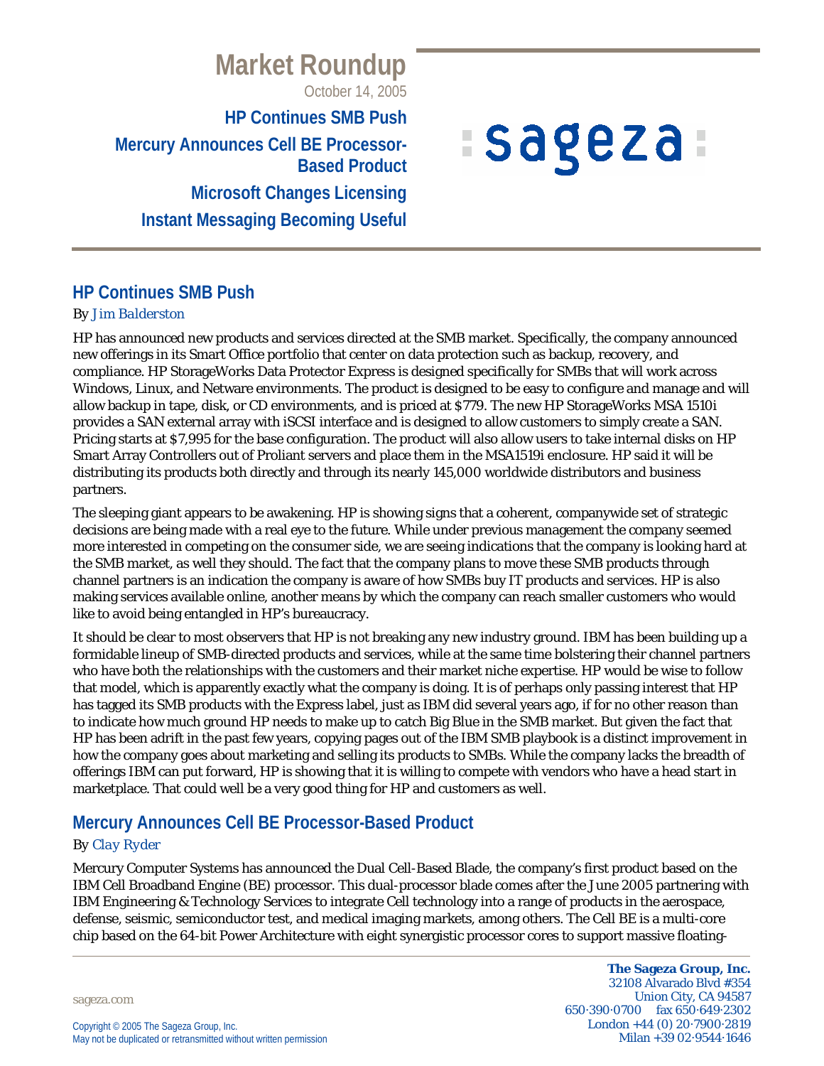# Market Roundup

October 14, 2005

**HP Continues SMB Push**

**Mercury Announces Cell BE Processor-Based Product**

**Microsoft Changes Licensing**

**Instant Messaging Becoming Useful**

## HP Continues SMB Push

By *Jim Balderston*

HP has announced new products and services directed at the SMB market. Specifically, the company announced new offerings in its Smart Office portfolio that center on data protection such as backup, recovery, and compliance. HP StorageWorks Data Protector Express is designed specifically for SMBs that will work across Windows, Linux, and Netware environments. The product is designed to be easy to configure and manage and will allow backup in tape, disk, or CD environments, and is priced at $779. The new HP StorageWorks MSA 1510i provides a SAN external array with iSCSI interface and is designed to allow customers to simply create a SAN. Pricing starts at $7,995 for the base configuration. The product will also allow users to take internal disks on HP Smart Array Controllers out of Proliant servers and place them in the MSA1519i enclosure. HP said it will be distributing its products both directly and through its nearly 145,000 worldwide distributors and business partners.

The sleeping giant appears to be awakening. HP is showing signs that a coherent, companywide set of strategic decisions are being made with a real eye to the future. While under previous management the company seemed more interested in competing on the consumer side, we are seeing indications that the company is looking hard at the SMB market, as well they should. The fact that the company plans to move these SMB products through channel partners is an indication the company is aware of how SMBs buy IT products and services. HP is also making services available online, another means by which the company can reach smaller customers who would like to avoid being entangled in HP's bureaucracy.

It should be clear to most observers that HP is not breaking any new industry ground. IBM has been building up a formidable lineup of SMB-directed products and services, while at the same time bolstering their channel partners who have both the relationships with the customers and their market niche expertise. HP would be wise to follow that model, which is apparently exactly what the company is doing. It is of perhaps only passing interest that HP has tagged its SMB products with the Express label, just as IBM did several years ago, if for no other reason than to indicate how much ground HP needs to make up to catch Big Blue in the SMB market. But given the fact that HP has been adrift in the past few years, copying pages out of the IBM SMB playbook is a distinct improvement in how the company goes about marketing and selling its products to SMBs. While the company lacks the breadth of offerings IBM can put forward, HP is showing that it is willing to compete with vendors who have a head start in marketplace. That could well be a very good thing for HP and customers as well.

## Mercury Announces Cell BE Processor-Based Product

By *Clay Ryder*

Mercury Computer Systems has announced the Dual Cell-Based Blade, the company's first product based on the IBM Cell Broadband Engine (BE) processor. This dual-processor blade comes after the June 2005 partnering with IBM Engineering & Technology Services to integrate Cell technology into a range of products in the aerospace, defense, seismic, semiconductor test, and medical imaging markets, among others. The Cell BE is a multi-core chip based on the 64-bit Power Architecture with eight synergistic processor cores to support massive floating-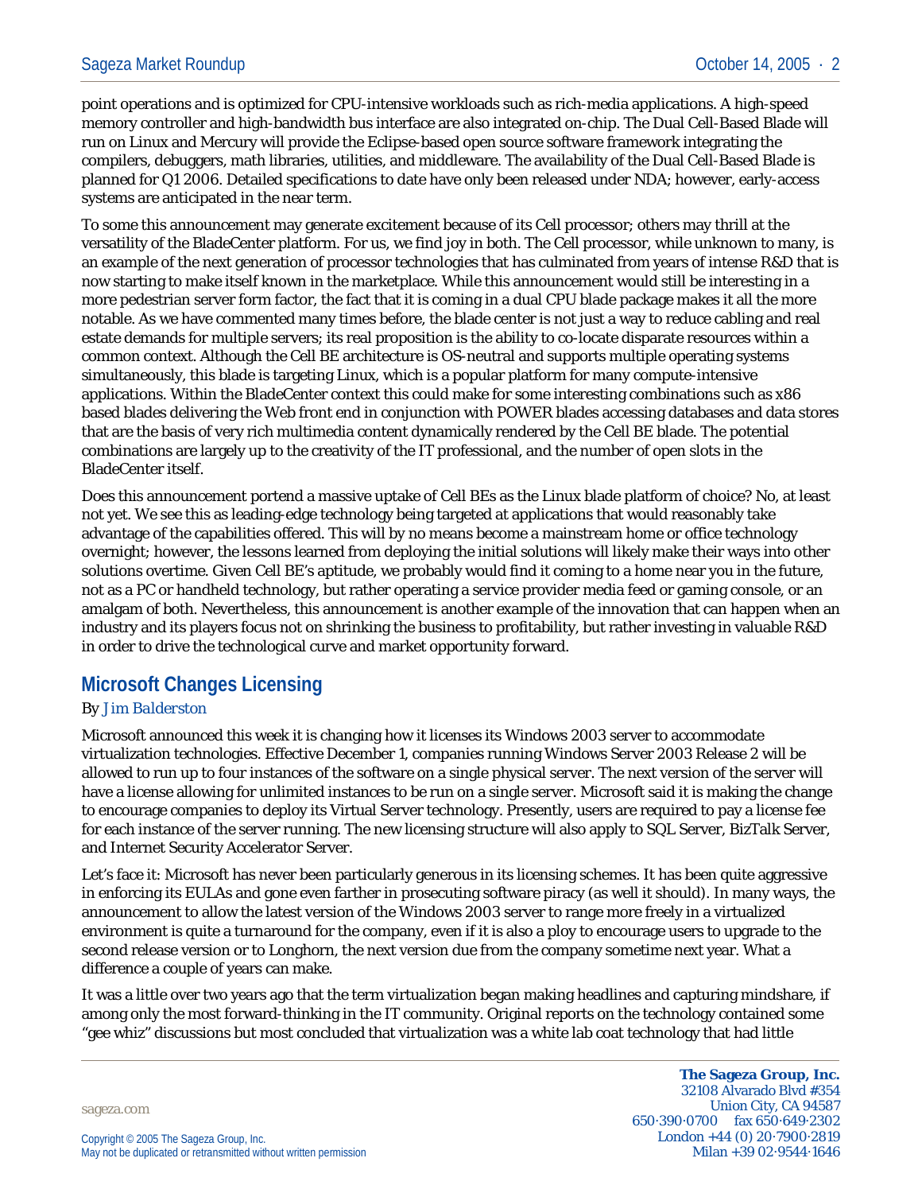point operations and is optimized for CPU-intensive workloads such as rich-media applications. A high-speed memory controller and high-bandwidth bus interface are also integrated on-chip. The Dual Cell-Based Blade will run on Linux and Mercury will provide the Eclipse-based open source software framework integrating the compilers, debuggers, math libraries, utilities, and middleware. The availability of the Dual Cell-Based Blade is planned for Q1 2006. Detailed specifications to date have only been released under NDA; however, early-access systems are anticipated in the near term.

To some this announcement may generate excitement because of its Cell processor; others may thrill at the versatility of the BladeCenter platform. For us, we find joy in both. The Cell processor, while unknown to many, is an example of the next generation of processor technologies that has culminated from years of intense R&D that is now starting to make itself known in the marketplace. While this announcement would still be interesting in a more pedestrian server form factor, the fact that it is coming in a dual CPU blade package makes it all the more notable. As we have commented many times before, the blade center is not just a way to reduce cabling and real estate demands for multiple servers; its real proposition is the ability to co-locate disparate resources within a common context. Although the Cell BE architecture is OS-neutral and supports multiple operating systems simultaneously, this blade is targeting Linux, which is a popular platform for many compute-intensive applications. Within the BladeCenter context this could make for some interesting combinations such as x86 based blades delivering the Web front end in conjunction with POWER blades accessing databases and data stores that are the basis of very rich multimedia content dynamically rendered by the Cell BE blade. The potential combinations are largely up to the creativity of the IT professional, and the number of open slots in the BladeCenter itself.

Does this announcement portend a massive uptake of Cell BEs as the Linux blade platform of choice? No, at least not yet. We see this as leading-edge technology being targeted at applications that would reasonably take advantage of the capabilities offered. This will by no means become a mainstream home or office technology overnight; however, the lessons learned from deploying the initial solutions will likely make their ways into other solutions overtime. Given Cell BE's aptitude, we probably would find it coming to a home near you in the future, not as a PC or handheld technology, but rather operating a service provider media feed or gaming console, or an amalgam of both. Nevertheless, this announcement is another example of the innovation that can happen when an industry and its players focus not on shrinking the business to profitability, but rather investing in valuable R&D in order to drive the technological curve and market opportunity forward.

## Microsoft Changes Licensing

By *Jim Balderston*

Microsoft announced this week it is changing how it licenses its Windows 2003 server to accommodate virtualization technologies. Effective December 1, companies running Windows Server 2003 Release 2 will be allowed to run up to four instances of the software on a single physical server. The next version of the server will have a license allowing for unlimited instances to be run on a single server. Microsoft said it is making the change to encourage companies to deploy its Virtual Server technology. Presently, users are required to pay a license fee for each instance of the server running. The new licensing structure will also apply to SQL Server, BizTalk Server, and Internet Security Accelerator Server.

Let's face it: Microsoft has never been particularly generous in its licensing schemes. It has been quite aggressive in enforcing its EULAs and gone even farther in prosecuting software piracy (as well it should). In many ways, the announcement to allow the latest version of the Windows 2003 server to range more freely in a virtualized environment is quite a turnaround for the company, even if it is also a ploy to encourage users to upgrade to the second release version or to Longhorn, the next version due from the company sometime next year. What a difference a couple of years can make.

It was a little over two years ago that the term virtualization began making headlines and capturing mindshare, if among only the most forward-thinking in the IT community. Original reports on the technology contained some "gee whiz" discussions but most concluded that virtualization was a white lab coat technology that had little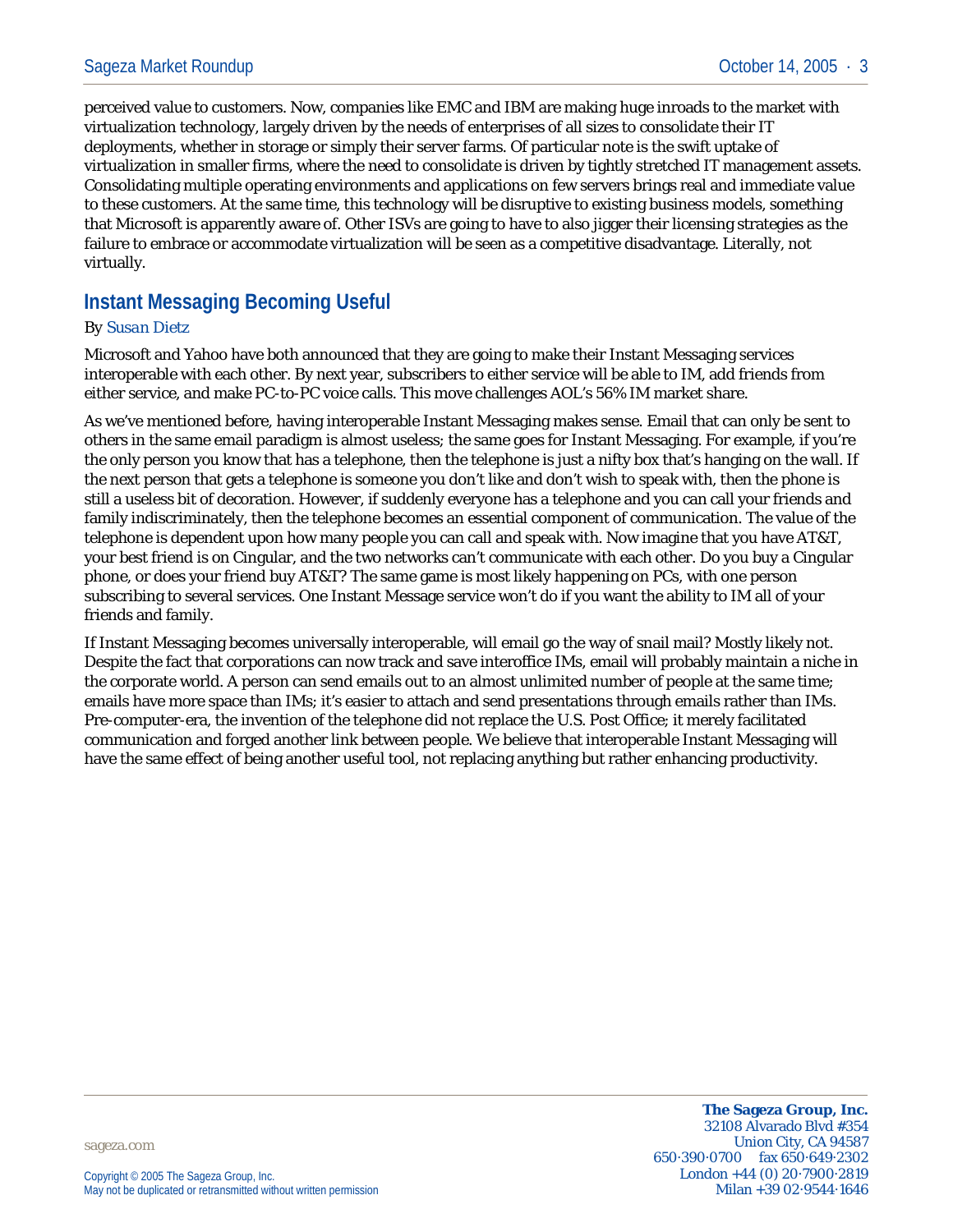perceived value to customers. Now, companies like EMC and IBM are making huge inroads to the market with virtualization technology, largely driven by the needs of enterprises of all sizes to consolidate their IT deployments, whether in storage or simply their server farms. Of particular note is the swift uptake of virtualization in smaller firms, where the need to consolidate is driven by tightly stretched IT management assets. Consolidating multiple operating environments and applications on few servers brings real and immediate value to these customers. At the same time, this technology will be disruptive to existing business models, something that Microsoft is apparently aware of. Other ISVs are going to have to also jigger their licensing strategies as the failure to embrace or accommodate virtualization will be seen as a competitive disadvantage. Literally, not virtually.

## Instant Messaging Becoming Useful

By Susan Dietz

Microsoft and Yahoo have both announced that they are going to make their Instant Messaging services interoperable with each other. By next year, subscribers to either service will be able to IM, add friends from either service, and make PC-to-PC voice calls. This move challenges AOL's 56% IM market share.

As we've mentioned before, having interoperable Instant Messaging makes sense. Email that can only be sent to others in the same email paradigm is almost useless; the same goes for Instant Messaging. For example, if you're the only person you know that has a telephone, then the telephone is just a nifty box that's hanging on the wall. If the next person that gets a telephone is someone you don't like and don't wish to speak with, then the phone is still a useless bit of decoration. However, if suddenly everyone has a telephone and you can call your friends and family indiscriminately, then the telephone becomes an essential component of communication. The value of the telephone is dependent upon how many people you can call and speak with. Now imagine that you have AT&T, your best friend is on Cingular, and the two networks can't communicate with each other. Do you buy a Cingular phone, or does your friend buy AT&T? The same game is most likely happening on PCs, with one person subscribing to several services. One Instant Message service won't do if you want the ability to IM all of your friends and family.

If Instant Messaging becomes universally interoperable, will email go the way of snail mail? Mostly likely not. Despite the fact that corporations can now track and save interoffice IMs, email will probably maintain a niche in the corporate world. A person can send emails out to an almost unlimited number of people at the same time; emails have more space than IMs; it's easier to attach and send presentations through emails rather than IMs. Pre-computer-era, the invention of the telephone did not replace the U.S. Post Office; it merely facilitated communication and forged another link between people. We believe that interoperable Instant Messaging will have the same effect of being another useful tool, not replacing anything but rather enhancing productivity.